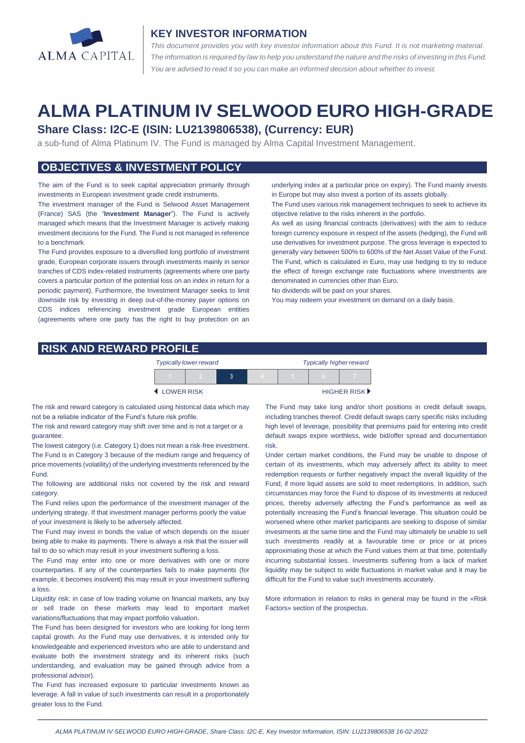ALMA CAPITAL

## KEY INVESTOR INFORMATION

*This document provides you with key investor information about this Fund. It is not marketing material. The information is required by law to help you understand the nature and the risks of investing in this Fund. You are advised to read it so you can make an informed decision about whether to invest.*

# ALMA PLATINUM IV SELWOOD EURO HIGH-GRADE

### Share Class: I2C-E (ISIN: LU2139806538), (Currency: EUR)

a sub-fund of Alma Platinum IV. The Fund is managed by Alma Capital Investment Management.

## OBJECTIVES & INVESTMENT POLICY

The aim of the Fund is to seek capital appreciation primarily through investments in European investment grade credit instruments.

The investment manager of the Fund is Selwood Asset Management (France) SAS (the "**Investment Manager**"). The Fund is actively managed which means that the Investment Manager is actively making investment decisions for the Fund. The Fund is not managed in reference to a benchmark.

The Fund provides exposure to a diversified long portfolio of investment grade, European corporate issuers through investments mainly in senior tranches of CDS index-related instruments (agreements where one party covers a particular portion of the potential loss on an index in return for a periodic payment). Furthermore, the Investment Manager seeks to limit downside risk by investing in deep out-of-the-money payer options on CDS indices referencing investment grade European entities (agreements where one party has the right to buy protection on an underlying index at a particular price on expiry). The Fund mainly invests in Europe but may also invest a portion of its assets globally.

The Fund uses various risk management techniques to seek to achieve its objective relative to the risks inherent in the portfolio.

As well as using financial contracts (derivatives) with the aim to reduce foreign currency exposure in respect of the assets (hedging), the Fund will use derivatives for investment purpose. The gross leverage is expected to generally vary between 500% to 600% of the Net Asset Value of the Fund.

The Fund, which is calculated in Euro, may use hedging to try to reduce the effect of foreign exchange rate fluctuations where investments are denominated in currencies other than Euro.

No dividends will be paid on your shares.

You may redeem your investment on demand on a daily basis.

## RISK AND REWARD PROFILE

| *Typically lower reward* | | | | | | *Typically higher reward* |
|---|---|---|---|---|---|---|
| 1 | 2 | **3** | 4 | 5 | 6 | 7 |
| ◀ LOWER RISK | | | | | | HIGHER RISK ▶ |

The risk and reward category is calculated using historical data which may not be a reliable indicator of the Fund's future risk profile.

The risk and reward category may shift over time and is not a target or a guarantee.

The lowest category (i.e. Category 1) does not mean a risk-free investment.

The Fund is in Category 3 because of the medium range and frequency of price movements (volatility) of the underlying investments referenced by the Fund.

The following are additional risks not covered by the risk and reward category.

The Fund relies upon the performance of the investment manager of the underlying strategy. If that investment manager performs poorly the value of your investment is likely to be adversely affected.

The Fund may invest in bonds the value of which depends on the issuer being able to make its payments. There is always a risk that the issuer will fail to do so which may result in your investment suffering a loss.

The Fund may enter into one or more derivatives with one or more counterparties. If any of the counterparties fails to make payments (for example, it becomes insolvent) this may result in your investment suffering a loss.

Liquidity risk: in case of low trading volume on financial markets, any buy or sell trade on these markets may lead to important market variations/fluctuations that may impact portfolio valuation.

The Fund has been designed for investors who are looking for long term capital growth. As the Fund may use derivatives, it is intended only for knowledgeable and experienced investors who are able to understand and evaluate both the investment strategy and its inherent risks (such understanding, and evaluation may be gained through advice from a professional advisor).

The Fund has increased exposure to particular investments known as leverage. A fall in value of such investments can result in a proportionately greater loss to the Fund.

The Fund may take long and/or short positions in credit default swaps, including tranches thereof. Credit default swaps carry specific risks including high level of leverage, possibility that premiums paid for entering into credit default swaps expire worthless, wide bid/offer spread and documentation risk.

Under certain market conditions, the Fund may be unable to dispose of certain of its investments, which may adversely affect its ability to meet redemption requests or further negatively impact the overall liquidity of the Fund, if more liquid assets are sold to meet redemptions. In addition, such circumstances may force the Fund to dispose of its investments at reduced prices, thereby adversely affecting the Fund's performance as well as potentially increasing the Fund's financial leverage. This situation could be worsened where other market participants are seeking to dispose of similar investments at the same time and the Fund may ultimately be unable to sell such investments readily at a favourable time or price or at prices approximating those at which the Fund values them at that time, potentially incurring substantial losses. Investments suffering from a lack of market liquidity may be subject to wide fluctuations in market value and it may be difficult for the Fund to value such investments accurately.

More information in relation to risks in general may be found in the «Risk Factors» section of the prospectus.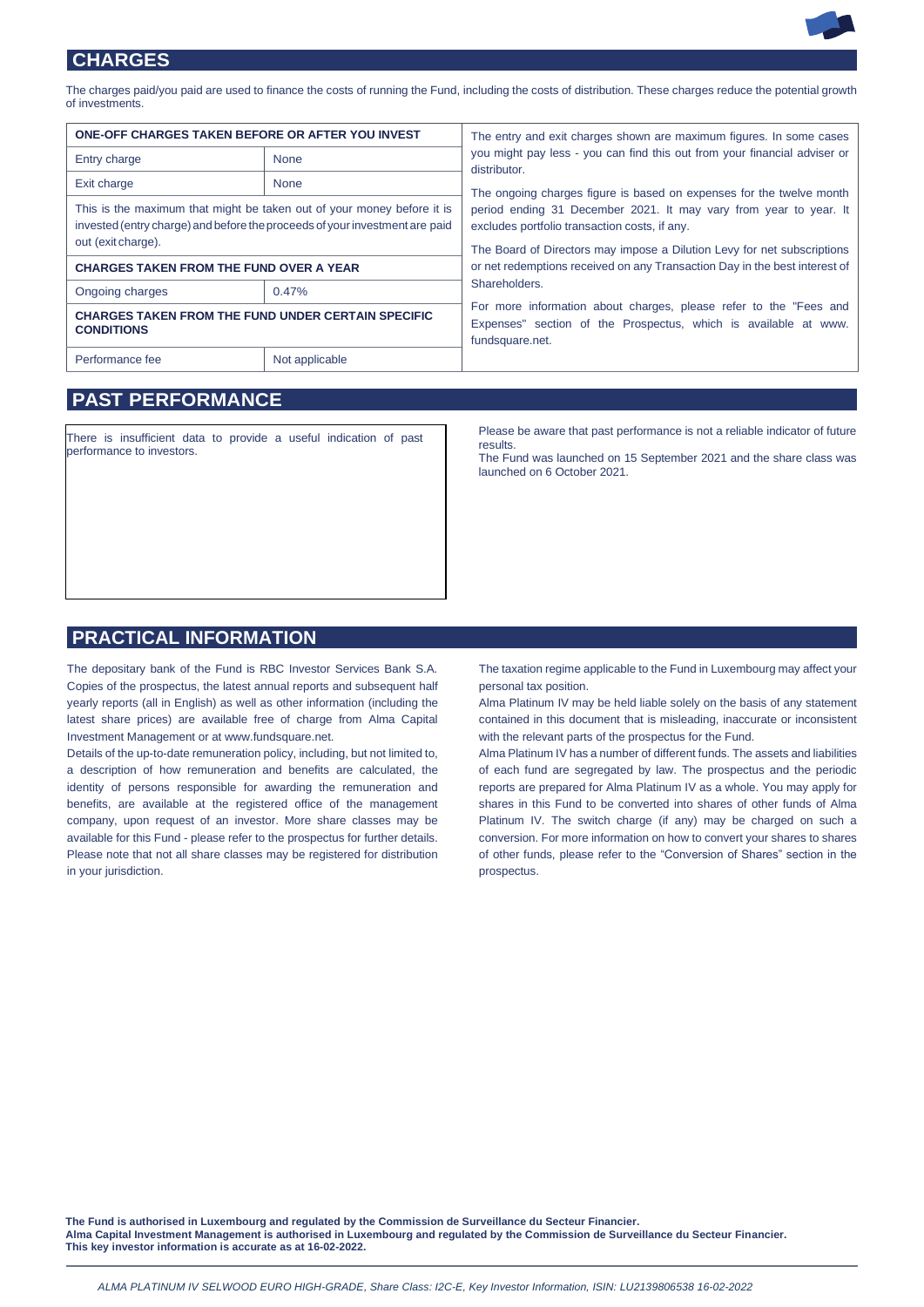## CHARGES

The charges paid/you paid are used to finance the costs of running the Fund, including the costs of distribution. These charges reduce the potential growth of investments.

| ONE-OFF CHARGES TAKEN BEFORE OR AFTER YOU INVEST | |
|---|---|
| Entry charge | None |
| Exit charge | None |
| This is the maximum that might be taken out of your money before it is invested (entry charge) and before the proceeds of your investment are paid out (exit charge). | |
| **CHARGES TAKEN FROM THE FUND OVER A YEAR** | |
| Ongoing charges | 0.47% |
| **CHARGES TAKEN FROM THE FUND UNDER CERTAIN SPECIFIC CONDITIONS** | |
| Performance fee | Not applicable |

The entry and exit charges shown are maximum figures. In some cases you might pay less - you can find this out from your financial adviser or distributor.

The ongoing charges figure is based on expenses for the twelve month period ending 31 December 2021. It may vary from year to year. It excludes portfolio transaction costs, if any.

The Board of Directors may impose a Dilution Levy for net subscriptions or net redemptions received on any Transaction Day in the best interest of Shareholders.

For more information about charges, please refer to the "Fees and Expenses" section of the Prospectus, which is available at www.fundsquare.net.

## PAST PERFORMANCE

There is insufficient data to provide a useful indication of past performance to investors.

Please be aware that past performance is not a reliable indicator of future results.
The Fund was launched on 15 September 2021 and the share class was launched on 6 October 2021.

## PRACTICAL INFORMATION

The depositary bank of the Fund is RBC Investor Services Bank S.A. Copies of the prospectus, the latest annual reports and subsequent half yearly reports (all in English) as well as other information (including the latest share prices) are available free of charge from Alma Capital Investment Management or at www.fundsquare.net.
Details of the up-to-date remuneration policy, including, but not limited to, a description of how remuneration and benefits are calculated, the identity of persons responsible for awarding the remuneration and benefits, are available at the registered office of the management company, upon request of an investor. More share classes may be available for this Fund - please refer to the prospectus for further details. Please note that not all share classes may be registered for distribution in your jurisdiction.

The taxation regime applicable to the Fund in Luxembourg may affect your personal tax position.
Alma Platinum IV may be held liable solely on the basis of any statement contained in this document that is misleading, inaccurate or inconsistent with the relevant parts of the prospectus for the Fund.
Alma Platinum IV has a number of different funds. The assets and liabilities of each fund are segregated by law. The prospectus and the periodic reports are prepared for Alma Platinum IV as a whole. You may apply for shares in this Fund to be converted into shares of other funds of Alma Platinum IV. The switch charge (if any) may be charged on such a conversion. For more information on how to convert your shares to shares of other funds, please refer to the "Conversion of Shares" section in the prospectus.

**The Fund is authorised in Luxembourg and regulated by the Commission de Surveillance du Secteur Financier.**
**Alma Capital Investment Management is authorised in Luxembourg and regulated by the Commission de Surveillance du Secteur Financier.**
**This key investor information is accurate as at 16-02-2022.**